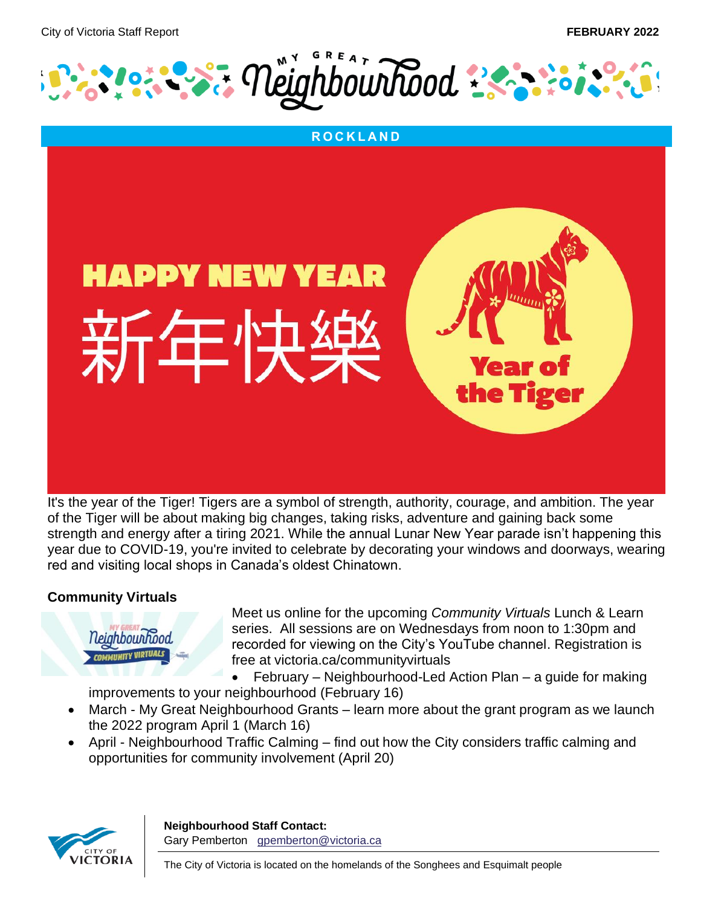City of Victoria Staff Report

**FEBRUARY 2022**

# My Great Neighbourhood

## ROCKLAND

HAPPY NEW YEAR

新年快樂

Year of the Tiger

It's the year of the Tiger! Tigers are a symbol of strength, authority, courage, and ambition. The year of the Tiger will be about making big changes, taking risks, adventure and gaining back some strength and energy after a tiring 2021. While the annual Lunar New Year parade isn't happening this year due to COVID-19, you're invited to celebrate by decorating your windows and doorways, wearing red and visiting local shops in Canada's oldest Chinatown.

### Community Virtuals

Meet us online for the upcoming *Community Virtuals* Lunch & Learn series. All sessions are on Wednesdays from noon to 1:30pm and recorded for viewing on the City's YouTube channel. Registration is free at victoria.ca/communityvirtuals

- February – Neighbourhood-Led Action Plan – a guide for making improvements to your neighbourhood (February 16)
- March - My Great Neighbourhood Grants – learn more about the grant program as we launch the 2022 program April 1 (March 16)
- April - Neighbourhood Traffic Calming – find out how the City considers traffic calming and opportunities for community involvement (April 20)

**Neighbourhood Staff Contact:**
Gary Pemberton gpemberton@victoria.ca

The City of Victoria is located on the homelands of the Songhees and Esquimalt people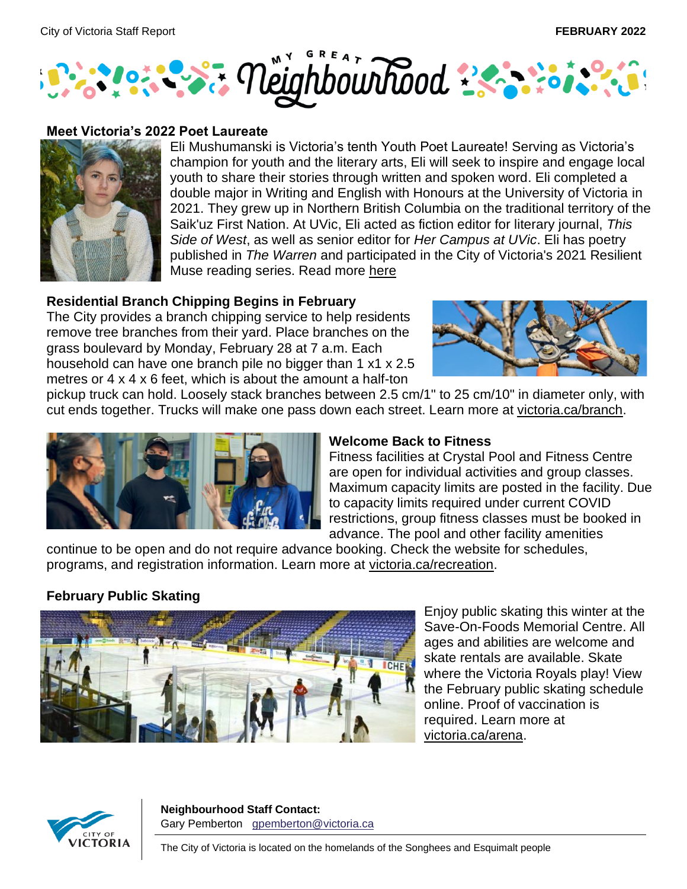# My Great Neighbourhood

## Meet Victoria's 2022 Poet Laureate

Eli Mushumanski is Victoria's tenth Youth Poet Laureate! Serving as Victoria's champion for youth and the literary arts, Eli will seek to inspire and engage local youth to share their stories through written and spoken word. Eli completed a double major in Writing and English with Honours at the University of Victoria in 2021. They grew up in Northern British Columbia on the traditional territory of the Saik'uz First Nation. At UVic, Eli acted as fiction editor for literary journal, *This Side of West*, as well as senior editor for *Her Campus at UVic*. Eli has poetry published in *The Warren* and participated in the City of Victoria's 2021 Resilient Muse reading series. Read more here

## Residential Branch Chipping Begins in February

The City provides a branch chipping service to help residents remove tree branches from their yard. Place branches on the grass boulevard by Monday, February 28 at 7 a.m. Each household can have one branch pile no bigger than 1 x1 x 2.5 metres or 4 x 4 x 6 feet, which is about the amount a half-ton pickup truck can hold. Loosely stack branches between 2.5 cm/1" to 25 cm/10" in diameter only, with cut ends together. Trucks will make one pass down each street. Learn more at victoria.ca/branch.

## Welcome Back to Fitness

Fitness facilities at Crystal Pool and Fitness Centre are open for individual activities and group classes. Maximum capacity limits are posted in the facility. Due to capacity limits required under current COVID restrictions, group fitness classes must be booked in advance. The pool and other facility amenities continue to be open and do not require advance booking. Check the website for schedules, programs, and registration information. Learn more at victoria.ca/recreation.

## February Public Skating

Enjoy public skating this winter at the Save-On-Foods Memorial Centre. All ages and abilities are welcome and skate rentals are available. Skate where the Victoria Royals play! View the February public skating schedule online. Proof of vaccination is required. Learn more at victoria.ca/arena.

**Neighbourhood Staff Contact:**
Gary Pemberton gpemberton@victoria.ca

The City of Victoria is located on the homelands of the Songhees and Esquimalt people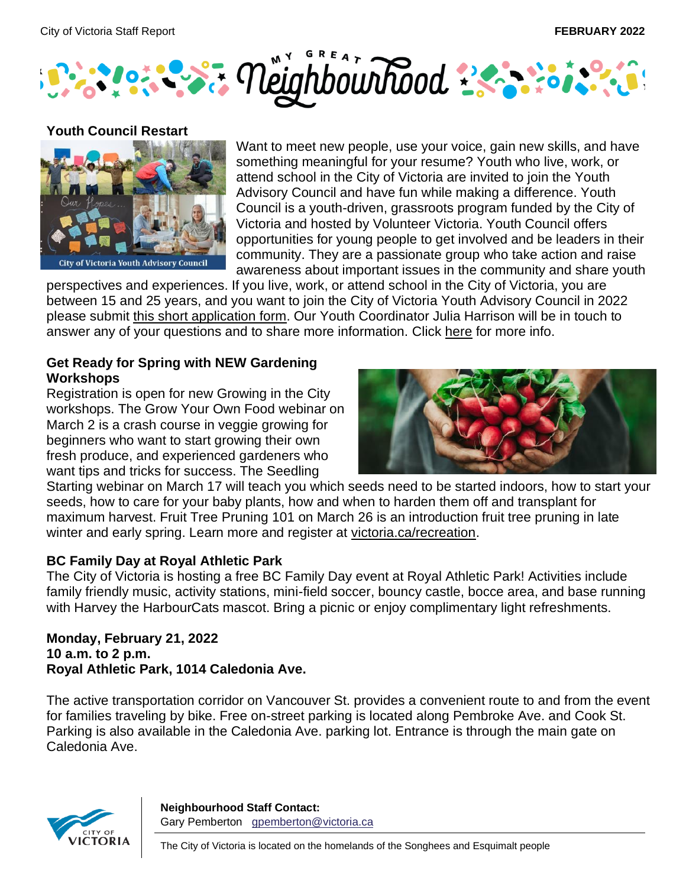## Youth Council Restart

Want to meet new people, use your voice, gain new skills, and have something meaningful for your resume? Youth who live, work, or attend school in the City of Victoria are invited to join the Youth Advisory Council and have fun while making a difference. Youth Council is a youth-driven, grassroots program funded by the City of Victoria and hosted by Volunteer Victoria. Youth Council offers opportunities for young people to get involved and be leaders in their community. They are a passionate group who take action and raise awareness about important issues in the community and share youth perspectives and experiences. If you live, work, or attend school in the City of Victoria, you are between 15 and 25 years, and you want to join the City of Victoria Youth Advisory Council in 2022 please submit this short application form. Our Youth Coordinator Julia Harrison will be in touch to answer any of your questions and to share more information. Click here for more info.

## Get Ready for Spring with NEW Gardening Workshops

Registration is open for new Growing in the City workshops. The Grow Your Own Food webinar on March 2 is a crash course in veggie growing for beginners who want to start growing their own fresh produce, and experienced gardeners who want tips and tricks for success. The Seedling Starting webinar on March 17 will teach you which seeds need to be started indoors, how to start your seeds, how to care for your baby plants, how and when to harden them off and transplant for maximum harvest. Fruit Tree Pruning 101 on March 26 is an introduction fruit tree pruning in late winter and early spring. Learn more and register at victoria.ca/recreation.

## BC Family Day at Royal Athletic Park

The City of Victoria is hosting a free BC Family Day event at Royal Athletic Park! Activities include family friendly music, activity stations, mini-field soccer, bouncy castle, bocce area, and base running with Harvey the HarbourCats mascot. Bring a picnic or enjoy complimentary light refreshments.

**Monday, February 21, 2022**
**10 a.m. to 2 p.m.**
**Royal Athletic Park, 1014 Caledonia Ave.**

The active transportation corridor on Vancouver St. provides a convenient route to and from the event for families traveling by bike. Free on-street parking is located along Pembroke Ave. and Cook St. Parking is also available in the Caledonia Ave. parking lot. Entrance is through the main gate on Caledonia Ave.

**Neighbourhood Staff Contact:**
Gary Pemberton gpemberton@victoria.ca

The City of Victoria is located on the homelands of the Songhees and Esquimalt people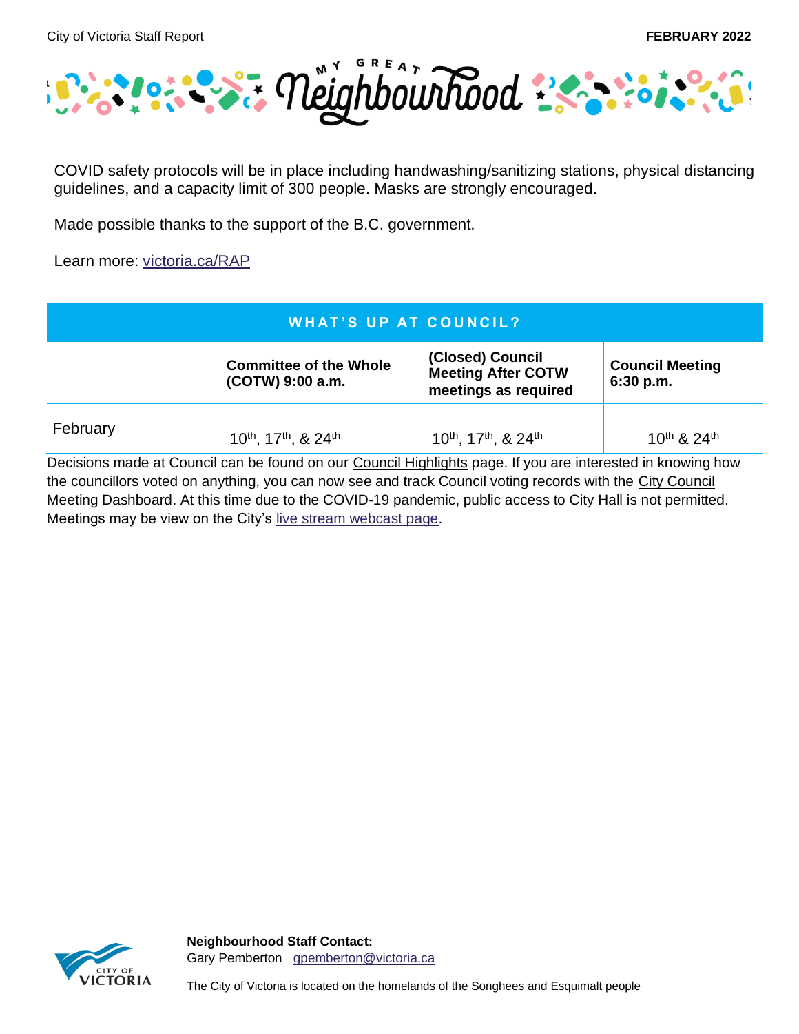COVID safety protocols will be in place including handwashing/sanitizing stations, physical distancing guidelines, and a capacity limit of 300 people. Masks are strongly encouraged.

Made possible thanks to the support of the B.C. government.

Learn more: victoria.ca/RAP

## WHAT'S UP AT COUNCIL?

| | Committee of the Whole (COTW) 9:00 a.m. | (Closed) Council Meeting After COTW meetings as required | Council Meeting 6:30 p.m. |
|---|---|---|---|
| February | 10th, 17th, & 24th | 10th, 17th, & 24th | 10th & 24th |

Decisions made at Council can be found on our Council Highlights page. If you are interested in knowing how the councillors voted on anything, you can now see and track Council voting records with the City Council Meeting Dashboard. At this time due to the COVID-19 pandemic, public access to City Hall is not permitted. Meetings may be view on the City's live stream webcast page.

**Neighbourhood Staff Contact:**
Gary Pemberton gpemberton@victoria.ca

The City of Victoria is located on the homelands of the Songhees and Esquimalt people